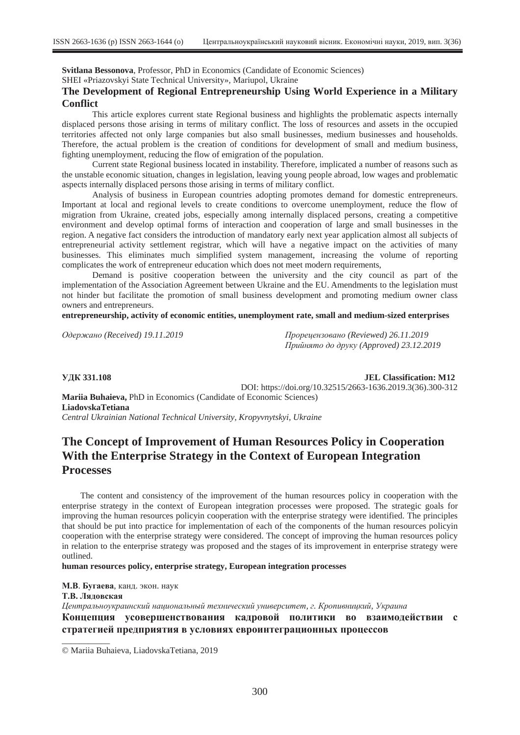**Svitlana Bessonova**, Professor, PhD in Economics (Candidate of Economic Sciences)
SHEI «Priazovskyi State Technical University», Mariupol, Ukraine

### The Development of Regional Entrepreneurship Using World Experience in a Military Conflict

This article explores current state Regional business and highlights the problematic aspects internally displaced persons those arising in terms of military conflict. The loss of resources and assets in the occupied territories affected not only large companies but also small businesses, medium businesses and households. Therefore, the actual problem is the creation of conditions for development of small and medium business, fighting unemployment, reducing the flow of emigration of the population.

Current state Regional business located in instability. Therefore, implicated a number of reasons such as the unstable economic situation, changes in legislation, leaving young people abroad, low wages and problematic aspects internally displaced persons those arising in terms of military conflict.

Analysis of business in European countries adopting promotes demand for domestic entrepreneurs. Important at local and regional levels to create conditions to overcome unemployment, reduce the flow of migration from Ukraine, created jobs, especially among internally displaced persons, creating a competitive environment and develop optimal forms of interaction and cooperation of large and small businesses in the region. A negative fact considers the introduction of mandatory early next year application almost all subjects of entrepreneurial activity settlement registrar, which will have a negative impact on the activities of many businesses. This eliminates much simplified system management, increasing the volume of reporting complicates the work of entrepreneur education which does not meet modern requirements,

Demand is positive cooperation between the university and the city council as part of the implementation of the Association Agreement between Ukraine and the EU. Amendments to the legislation must not hinder but facilitate the promotion of small business development and promoting medium owner class owners and entrepreneurs.

**entrepreneurship, activity of economic entities, unemployment rate, small and medium-sized enterprises**

*Одержано (Received) 19.11.2019*

*Прорецензовано (Reviewed) 26.11.2019*
*Прийнято до друку (Approved) 23.12.2019*

**УДК 331.108** **JEL Classification: M12**

DOI: https://doi.org/10.32515/2663-1636.2019.3(36).300-312

**Mariia Buhaieva,** PhD in Economics (Candidate of Economic Sciences)
**LiadovskaTetiana**
*Central Ukrainian National Technical University, Kropyvnytskyi, Ukraine*

# The Concept of Improvement of Human Resources Policy in Cooperation With the Enterprise Strategy in the Context of European Integration Processes

The content and consistency of the improvement of the human resources policy in cooperation with the enterprise strategy in the context of European integration processes were proposed. The strategic goals for improving the human resources policyin cooperation with the enterprise strategy were identified. The principles that should be put into practice for implementation of each of the components of the human resources policyin cooperation with the enterprise strategy were considered. The concept of improving the human resources policy in relation to the enterprise strategy was proposed and the stages of its improvement in enterprise strategy were outlined.

**human resources policy, enterprise strategy, European integration processes**

**М.В**. **Бугаева**, канд. экон. наук
**Т.В. Лядовская**
*Центральноукраинский национальный технический университет, г. Кропивницкий, Украина*

### Концепция усовершенствования кадровой политики во взаимодействии с стратегией предприятия в условиях евроинтеграционных процессов

© Mariia Buhaieva, LiadovskaTetiana, 2019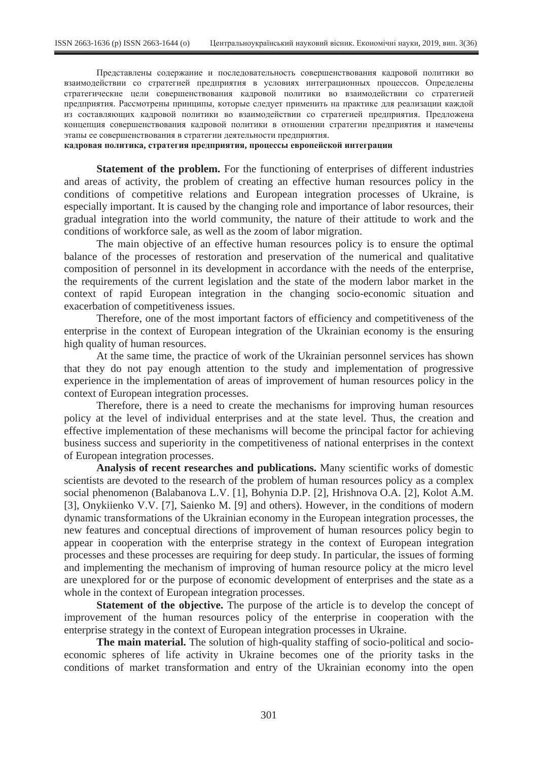Представлены содержание и последовательность совершенствования кадровой политики во взаимодействии со стратегией предприятия в условиях интеграционных процессов. Определены стратегические цели совершенствования кадровой политики во взаимодействии со стратегией предприятия. Рассмотрены принципы, которые следует применить на практике для реализации каждой из составляющих кадровой политики во взаимодействии со стратегией предприятия. Предложена концепция совершенствования кадровой политики в отношении стратегии предприятия и намечены этапы ее совершенствования в стратегии деятельности предприятия.

**кадровая политика, стратегия предприятия, процессы европейской интеграции**

**Statement of the problem.** For the functioning of enterprises of different industries and areas of activity, the problem of creating an effective human resources policy in the conditions of competitive relations and European integration processes of Ukraine, is especially important. It is caused by the changing role and importance of labor resources, their gradual integration into the world community, the nature of their attitude to work and the conditions of workforce sale, as well as the zoom of labor migration.

The main objective of an effective human resources policy is to ensure the optimal balance of the processes of restoration and preservation of the numerical and qualitative composition of personnel in its development in accordance with the needs of the enterprise, the requirements of the current legislation and the state of the modern labor market in the context of rapid European integration in the changing socio-economic situation and exacerbation of competitiveness issues.

Therefore, one of the most important factors of efficiency and competitiveness of the enterprise in the context of European integration of the Ukrainian economy is the ensuring high quality of human resources.

At the same time, the practice of work of the Ukrainian personnel services has shown that they do not pay enough attention to the study and implementation of progressive experience in the implementation of areas of improvement of human resources policy in the context of European integration processes.

Therefore, there is a need to create the mechanisms for improving human resources policy at the level of individual enterprises and at the state level. Thus, the creation and effective implementation of these mechanisms will become the principal factor for achieving business success and superiority in the competitiveness of national enterprises in the context of European integration processes.

**Analysis of recent researches and publications.** Many scientific works of domestic scientists are devoted to the research of the problem of human resources policy as a complex social phenomenon (Balabanova L.V. [1], Bohynia D.P. [2], Hrishnova O.A. [2], Kolot A.M. [3], Onykiienko V.V. [7], Saienko M. [9] and others). However, in the conditions of modern dynamic transformations of the Ukrainian economy in the European integration processes, the new features and conceptual directions of improvement of human resources policy begin to appear in cooperation with the enterprise strategy in the context of European integration processes and these processes are requiring for deep study. In particular, the issues of forming and implementing the mechanism of improving of human resource policy at the micro level are unexplored for or the purpose of economic development of enterprises and the state as a whole in the context of European integration processes.

**Statement of the objective.** The purpose of the article is to develop the concept of improvement of the human resources policy of the enterprise in cooperation with the enterprise strategy in the context of European integration processes in Ukraine.

**The main material.** The solution of high-quality staffing of socio-political and socio-economic spheres of life activity in Ukraine becomes one of the priority tasks in the conditions of market transformation and entry of the Ukrainian economy into the open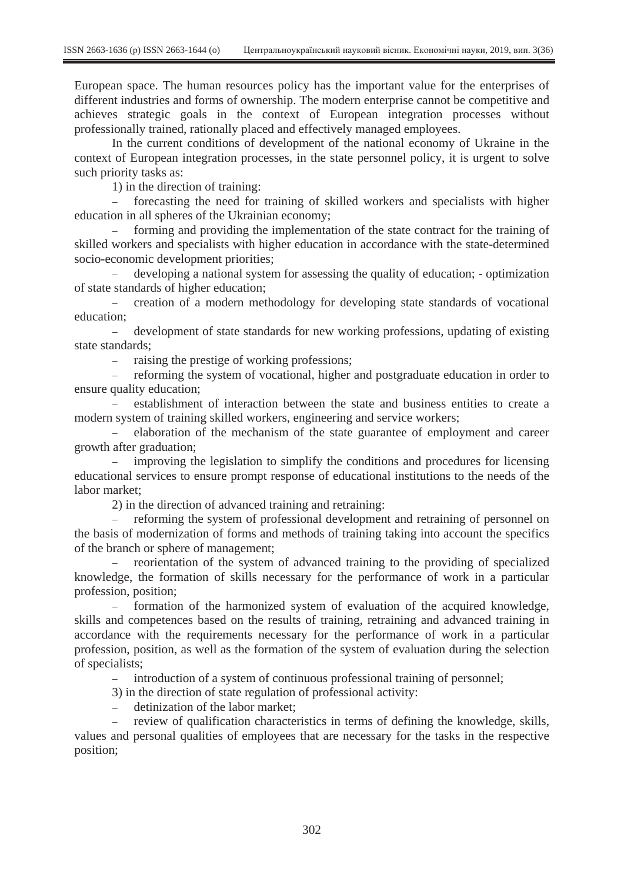European space. The human resources policy has the important value for the enterprises of different industries and forms of ownership. The modern enterprise cannot be competitive and achieves strategic goals in the context of European integration processes without professionally trained, rationally placed and effectively managed employees.

In the current conditions of development of the national economy of Ukraine in the context of European integration processes, in the state personnel policy, it is urgent to solve such priority tasks as:

1) in the direction of training:

– forecasting the need for training of skilled workers and specialists with higher education in all spheres of the Ukrainian economy;

– forming and providing the implementation of the state contract for the training of skilled workers and specialists with higher education in accordance with the state-determined socio-economic development priorities;

– developing a national system for assessing the quality of education; - optimization of state standards of higher education;

– creation of a modern methodology for developing state standards of vocational education;

– development of state standards for new working professions, updating of existing state standards;

– raising the prestige of working professions;

– reforming the system of vocational, higher and postgraduate education in order to ensure quality education;

– establishment of interaction between the state and business entities to create a modern system of training skilled workers, engineering and service workers;

– elaboration of the mechanism of the state guarantee of employment and career growth after graduation;

– improving the legislation to simplify the conditions and procedures for licensing educational services to ensure prompt response of educational institutions to the needs of the labor market;

2) in the direction of advanced training and retraining:

– reforming the system of professional development and retraining of personnel on the basis of modernization of forms and methods of training taking into account the specifics of the branch or sphere of management;

– reorientation of the system of advanced training to the providing of specialized knowledge, the formation of skills necessary for the performance of work in a particular profession, position;

– formation of the harmonized system of evaluation of the acquired knowledge, skills and competences based on the results of training, retraining and advanced training in accordance with the requirements necessary for the performance of work in a particular profession, position, as well as the formation of the system of evaluation during the selection of specialists;

– introduction of a system of continuous professional training of personnel;

3) in the direction of state regulation of professional activity:

– detinization of the labor market;

– review of qualification characteristics in terms of defining the knowledge, skills, values and personal qualities of employees that are necessary for the tasks in the respective position;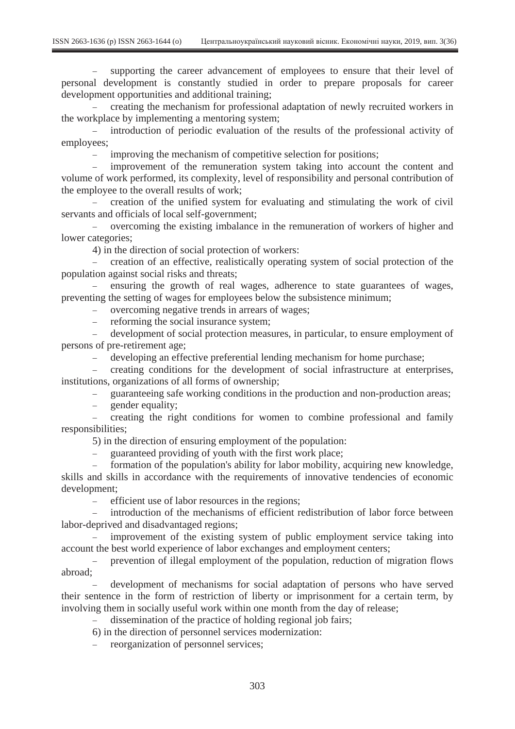– supporting the career advancement of employees to ensure that their level of personal development is constantly studied in order to prepare proposals for career development opportunities and additional training;

– creating the mechanism for professional adaptation of newly recruited workers in the workplace by implementing a mentoring system;

– introduction of periodic evaluation of the results of the professional activity of employees;

– improving the mechanism of competitive selection for positions;

– improvement of the remuneration system taking into account the content and volume of work performed, its complexity, level of responsibility and personal contribution of the employee to the overall results of work;

– creation of the unified system for evaluating and stimulating the work of civil servants and officials of local self-government;

– overcoming the existing imbalance in the remuneration of workers of higher and lower categories;

4) in the direction of social protection of workers:

– creation of an effective, realistically operating system of social protection of the population against social risks and threats;

– ensuring the growth of real wages, adherence to state guarantees of wages, preventing the setting of wages for employees below the subsistence minimum;

– overcoming negative trends in arrears of wages;

– reforming the social insurance system;

– development of social protection measures, in particular, to ensure employment of persons of pre-retirement age;

– developing an effective preferential lending mechanism for home purchase;

– creating conditions for the development of social infrastructure at enterprises, institutions, organizations of all forms of ownership;

– guaranteeing safe working conditions in the production and non-production areas;

– gender equality;

– creating the right conditions for women to combine professional and family responsibilities;

5) in the direction of ensuring employment of the population:

– guaranteed providing of youth with the first work place;

– formation of the population's ability for labor mobility, acquiring new knowledge, skills and skills in accordance with the requirements of innovative tendencies of economic development;

– efficient use of labor resources in the regions;

– introduction of the mechanisms of efficient redistribution of labor force between labor-deprived and disadvantaged regions;

– improvement of the existing system of public employment service taking into account the best world experience of labor exchanges and employment centers;

– prevention of illegal employment of the population, reduction of migration flows abroad;

– development of mechanisms for social adaptation of persons who have served their sentence in the form of restriction of liberty or imprisonment for a certain term, by involving them in socially useful work within one month from the day of release;

– dissemination of the practice of holding regional job fairs;

6) in the direction of personnel services modernization:

– reorganization of personnel services;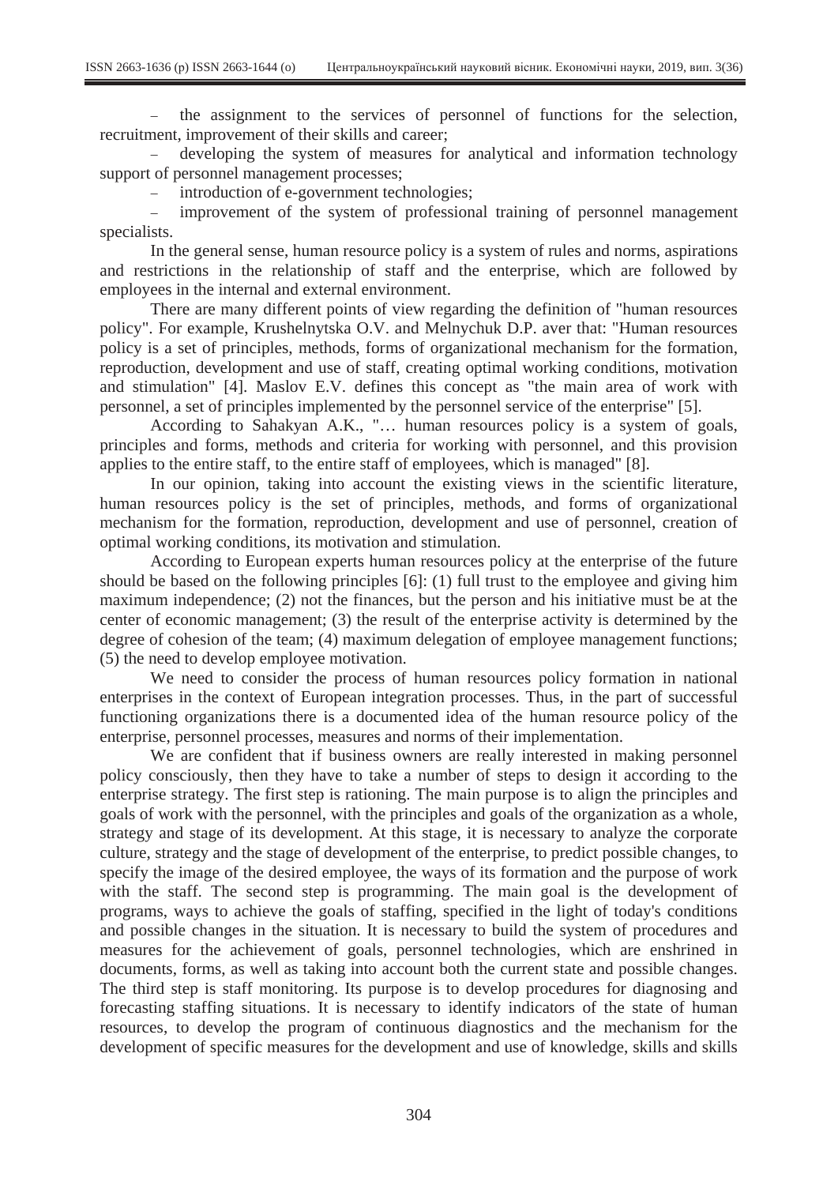- the assignment to the services of personnel of functions for the selection, recruitment, improvement of their skills and career;
- developing the system of measures for analytical and information technology support of personnel management processes;
- introduction of e-government technologies;
- improvement of the system of professional training of personnel management specialists.

In the general sense, human resource policy is a system of rules and norms, aspirations and restrictions in the relationship of staff and the enterprise, which are followed by employees in the internal and external environment.

There are many different points of view regarding the definition of "human resources policy". For example, Krushelnytska O.V. and Melnychuk D.P. aver that: "Human resources policy is a set of principles, methods, forms of organizational mechanism for the formation, reproduction, development and use of staff, creating optimal working conditions, motivation and stimulation" [4]. Maslov E.V. defines this concept as "the main area of work with personnel, a set of principles implemented by the personnel service of the enterprise" [5].

According to Sahakyan A.K., "… human resources policy is a system of goals, principles and forms, methods and criteria for working with personnel, and this provision applies to the entire staff, to the entire staff of employees, which is managed" [8].

In our opinion, taking into account the existing views in the scientific literature, human resources policy is the set of principles, methods, and forms of organizational mechanism for the formation, reproduction, development and use of personnel, creation of optimal working conditions, its motivation and stimulation.

According to European experts human resources policy at the enterprise of the future should be based on the following principles [6]: (1) full trust to the employee and giving him maximum independence; (2) not the finances, but the person and his initiative must be at the center of economic management; (3) the result of the enterprise activity is determined by the degree of cohesion of the team; (4) maximum delegation of employee management functions; (5) the need to develop employee motivation.

We need to consider the process of human resources policy formation in national enterprises in the context of European integration processes. Thus, in the part of successful functioning organizations there is a documented idea of the human resource policy of the enterprise, personnel processes, measures and norms of their implementation.

We are confident that if business owners are really interested in making personnel policy consciously, then they have to take a number of steps to design it according to the enterprise strategy. The first step is rationing. The main purpose is to align the principles and goals of work with the personnel, with the principles and goals of the organization as a whole, strategy and stage of its development. At this stage, it is necessary to analyze the corporate culture, strategy and the stage of development of the enterprise, to predict possible changes, to specify the image of the desired employee, the ways of its formation and the purpose of work with the staff. The second step is programming. The main goal is the development of programs, ways to achieve the goals of staffing, specified in the light of today's conditions and possible changes in the situation. It is necessary to build the system of procedures and measures for the achievement of goals, personnel technologies, which are enshrined in documents, forms, as well as taking into account both the current state and possible changes. The third step is staff monitoring. Its purpose is to develop procedures for diagnosing and forecasting staffing situations. It is necessary to identify indicators of the state of human resources, to develop the program of continuous diagnostics and the mechanism for the development of specific measures for the development and use of knowledge, skills and skills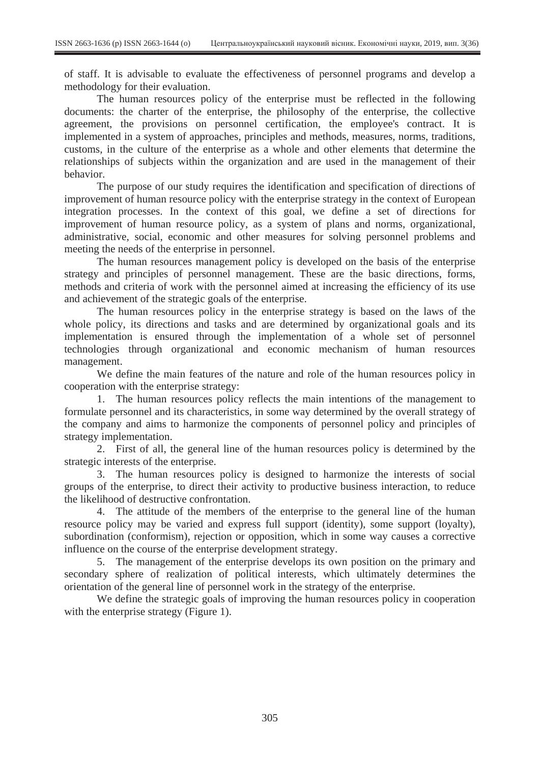of staff. It is advisable to evaluate the effectiveness of personnel programs and develop a methodology for their evaluation.

The human resources policy of the enterprise must be reflected in the following documents: the charter of the enterprise, the philosophy of the enterprise, the collective agreement, the provisions on personnel certification, the employee's contract. It is implemented in a system of approaches, principles and methods, measures, norms, traditions, customs, in the culture of the enterprise as a whole and other elements that determine the relationships of subjects within the organization and are used in the management of their behavior.

The purpose of our study requires the identification and specification of directions of improvement of human resource policy with the enterprise strategy in the context of European integration processes. In the context of this goal, we define a set of directions for improvement of human resource policy, as a system of plans and norms, organizational, administrative, social, economic and other measures for solving personnel problems and meeting the needs of the enterprise in personnel.

The human resources management policy is developed on the basis of the enterprise strategy and principles of personnel management. These are the basic directions, forms, methods and criteria of work with the personnel aimed at increasing the efficiency of its use and achievement of the strategic goals of the enterprise.

The human resources policy in the enterprise strategy is based on the laws of the whole policy, its directions and tasks and are determined by organizational goals and its implementation is ensured through the implementation of a whole set of personnel technologies through organizational and economic mechanism of human resources management.

We define the main features of the nature and role of the human resources policy in cooperation with the enterprise strategy:

1. The human resources policy reflects the main intentions of the management to formulate personnel and its characteristics, in some way determined by the overall strategy of the company and aims to harmonize the components of personnel policy and principles of strategy implementation.
2. First of all, the general line of the human resources policy is determined by the strategic interests of the enterprise.
3. The human resources policy is designed to harmonize the interests of social groups of the enterprise, to direct their activity to productive business interaction, to reduce the likelihood of destructive confrontation.
4. The attitude of the members of the enterprise to the general line of the human resource policy may be varied and express full support (identity), some support (loyalty), subordination (conformism), rejection or opposition, which in some way causes a corrective influence on the course of the enterprise development strategy.
5. The management of the enterprise develops its own position on the primary and secondary sphere of realization of political interests, which ultimately determines the orientation of the general line of personnel work in the strategy of the enterprise.

We define the strategic goals of improving the human resources policy in cooperation with the enterprise strategy (Figure 1).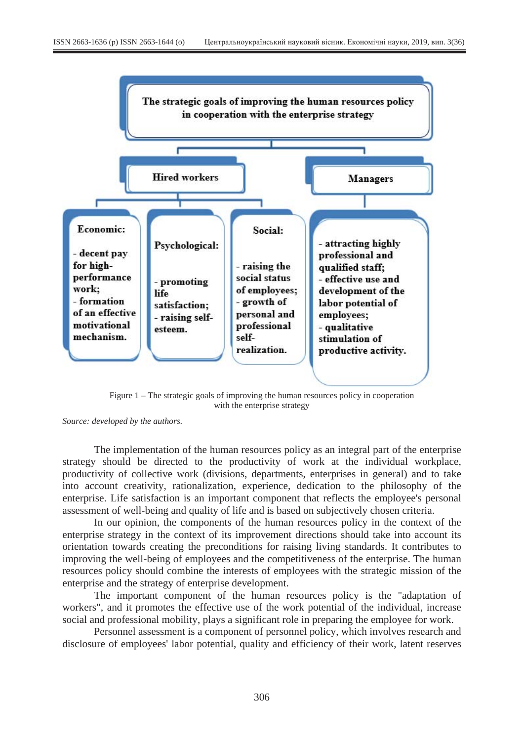The strategic goals of improving the human resources policy in cooperation with the enterprise strategy

Hired workers

Managers

**Economic:**
- decent pay for high-performance work;
- formation of an effective motivational mechanism.

**Psychological:**
- promoting life satisfaction;
- raising self-esteem.

**Social:**
- raising the social status of employees;
- growth of personal and professional self-realization.

**Managers:**
- attracting highly professional and qualified staff;
- effective use and development of the labor potential of employees;
- qualitative stimulation of productive activity.

Figure 1 – The strategic goals of improving the human resources policy in cooperation with the enterprise strategy

*Source: developed by the authors.*

The implementation of the human resources policy as an integral part of the enterprise strategy should be directed to the productivity of work at the individual workplace, productivity of collective work (divisions, departments, enterprises in general) and to take into account creativity, rationalization, experience, dedication to the philosophy of the enterprise. Life satisfaction is an important component that reflects the employee's personal assessment of well-being and quality of life and is based on subjectively chosen criteria.

In our opinion, the components of the human resources policy in the context of the enterprise strategy in the context of its improvement directions should take into account its orientation towards creating the preconditions for raising living standards. It contributes to improving the well-being of employees and the competitiveness of the enterprise. The human resources policy should combine the interests of employees with the strategic mission of the enterprise and the strategy of enterprise development.

The important component of the human resources policy is the "adaptation of workers", and it promotes the effective use of the work potential of the individual, increase social and professional mobility, plays a significant role in preparing the employee for work.

Personnel assessment is a component of personnel policy, which involves research and disclosure of employees' labor potential, quality and efficiency of their work, latent reserves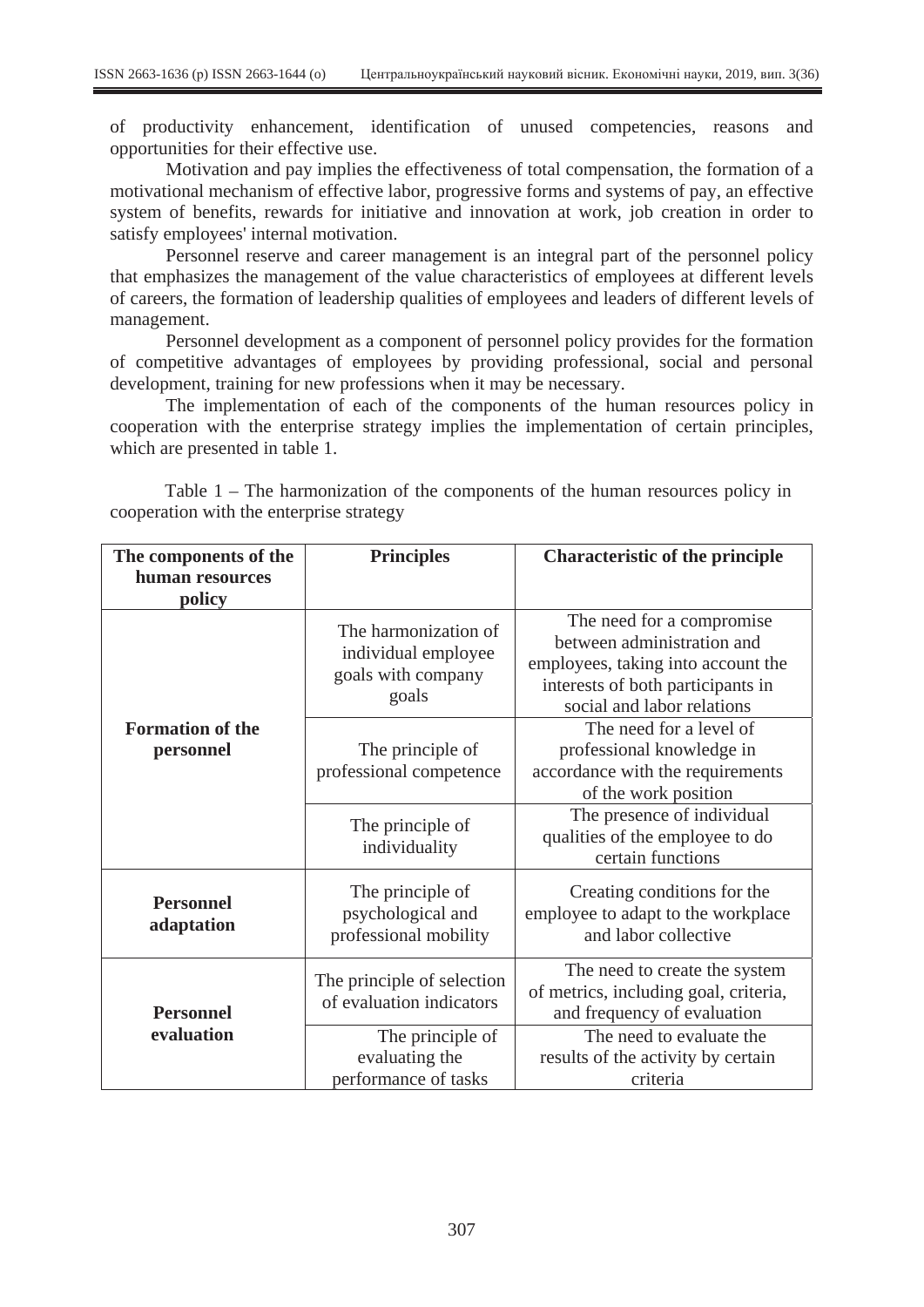of productivity enhancement, identification of unused competencies, reasons and opportunities for their effective use.

Motivation and pay implies the effectiveness of total compensation, the formation of a motivational mechanism of effective labor, progressive forms and systems of pay, an effective system of benefits, rewards for initiative and innovation at work, job creation in order to satisfy employees' internal motivation.

Personnel reserve and career management is an integral part of the personnel policy that emphasizes the management of the value characteristics of employees at different levels of careers, the formation of leadership qualities of employees and leaders of different levels of management.

Personnel development as a component of personnel policy provides for the formation of competitive advantages of employees by providing professional, social and personal development, training for new professions when it may be necessary.

The implementation of each of the components of the human resources policy in cooperation with the enterprise strategy implies the implementation of certain principles, which are presented in table 1.

Table 1 – The harmonization of the components of the human resources policy in cooperation with the enterprise strategy

| **The components of the human resources policy** | **Principles** | **Characteristic of the principle** |
|---|---|---|
| **Formation of the personnel** | The harmonization of individual employee goals with company goals | The need for a compromise between administration and employees, taking into account the interests of both participants in social and labor relations |
| | The principle of professional competence | The need for a level of professional knowledge in accordance with the requirements of the work position |
| | The principle of individuality | The presence of individual qualities of the employee to do certain functions |
| **Personnel adaptation** | The principle of psychological and professional mobility | Creating conditions for the employee to adapt to the workplace and labor collective |
| **Personnel evaluation** | The principle of selection of evaluation indicators | The need to create the system of metrics, including goal, criteria, and frequency of evaluation |
| | The principle of evaluating the performance of tasks | The need to evaluate the results of the activity by certain criteria |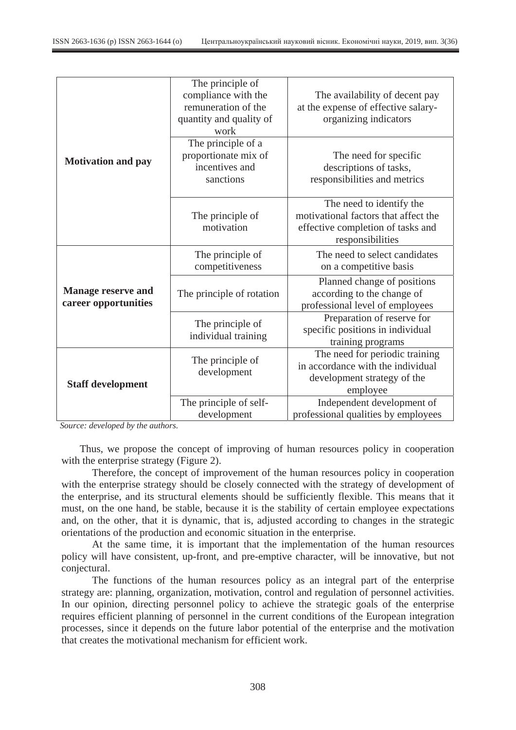| | | |
|---|---|---|
| **Motivation and pay** | The principle of compliance with the remuneration of the quantity and quality of work | The availability of decent pay at the expense of effective salary-organizing indicators |
| | The principle of a proportionate mix of incentives and sanctions | The need for specific descriptions of tasks, responsibilities and metrics |
| | The principle of motivation | The need to identify the motivational factors that affect the effective completion of tasks and responsibilities |
| **Manage reserve and career opportunities** | The principle of competitiveness | The need to select candidates on a competitive basis |
| | The principle of rotation | Planned change of positions according to the change of professional level of employees |
| | The principle of individual training | Preparation of reserve for specific positions in individual training programs |
| **Staff development** | The principle of development | The need for periodic training in accordance with the individual development strategy of the employee |
| | The principle of self-development | Independent development of professional qualities by employees |

*Source: developed by the authors.*

Thus, we propose the concept of improving of human resources policy in cooperation with the enterprise strategy (Figure 2).

Therefore, the concept of improvement of the human resources policy in cooperation with the enterprise strategy should be closely connected with the strategy of development of the enterprise, and its structural elements should be sufficiently flexible. This means that it must, on the one hand, be stable, because it is the stability of certain employee expectations and, on the other, that it is dynamic, that is, adjusted according to changes in the strategic orientations of the production and economic situation in the enterprise.

At the same time, it is important that the implementation of the human resources policy will have consistent, up-front, and pre-emptive character, will be innovative, but not conjectural.

The functions of the human resources policy as an integral part of the enterprise strategy are: planning, organization, motivation, control and regulation of personnel activities. In our opinion, directing personnel policy to achieve the strategic goals of the enterprise requires efficient planning of personnel in the current conditions of the European integration processes, since it depends on the future labor potential of the enterprise and the motivation that creates the motivational mechanism for efficient work.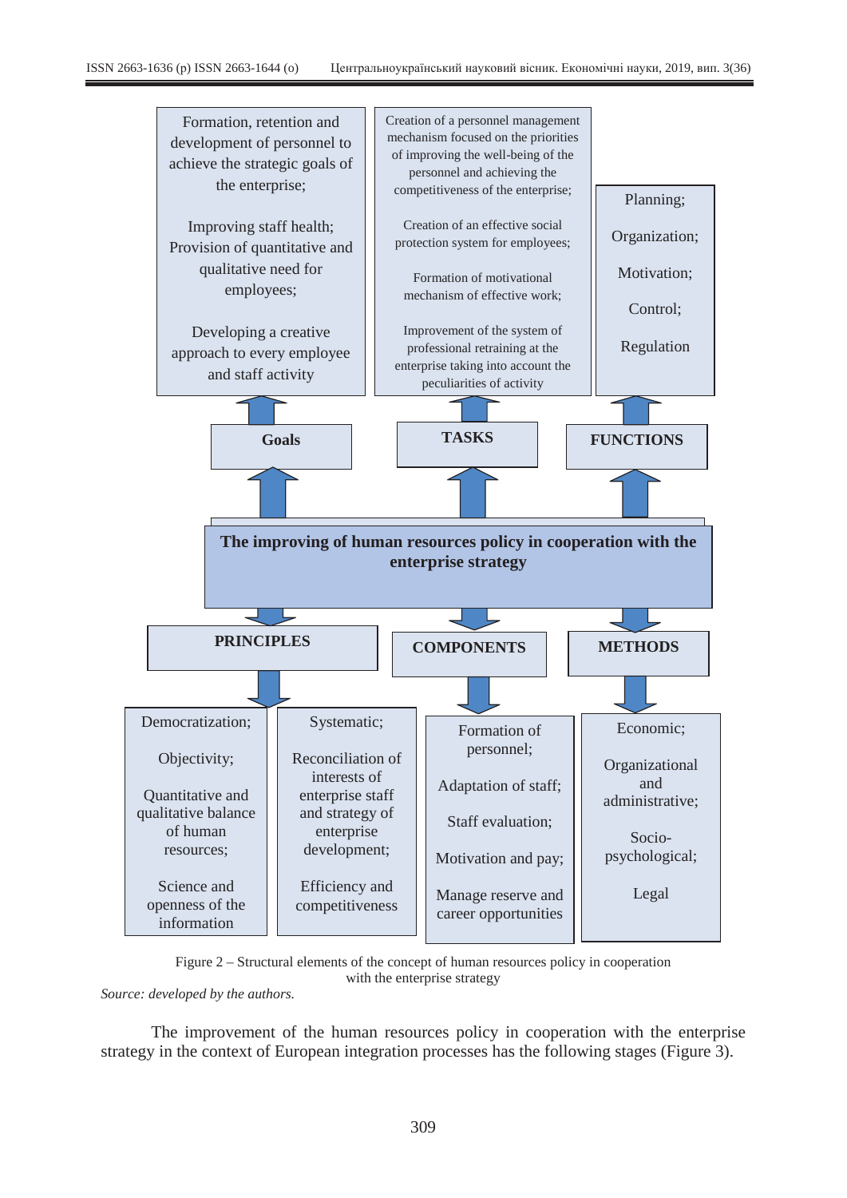Formation, retention and development of personnel to achieve the strategic goals of the enterprise;

Improving staff health; Provision of quantitative and qualitative need for employees;

Developing a creative approach to every employee and staff activity

Creation of a personnel management mechanism focused on the priorities of improving the well-being of the personnel and achieving the competitiveness of the enterprise;

Creation of an effective social protection system for employees;

Formation of motivational mechanism of effective work;

Improvement of the system of professional retraining at the enterprise taking into account the peculiarities of activity

Planning;

Organization;

Motivation;

Control;

Regulation

**Goals**

**TASKS**

**FUNCTIONS**

**The improving of human resources policy in cooperation with the enterprise strategy**

**PRINCIPLES**

**COMPONENTS**

**METHODS**

Democratization;

Objectivity;

Quantitative and qualitative balance of human resources;

Science and openness of the information

Systematic;

Reconciliation of interests of enterprise staff and strategy of enterprise development;

Efficiency and competitiveness

Formation of personnel;

Adaptation of staff;

Staff evaluation;

Motivation and pay;

Manage reserve and career opportunities

Economic;

Organizational and administrative;

Socio-psychological;

Legal

Figure 2 – Structural elements of the concept of human resources policy in cooperation with the enterprise strategy

*Source: developed by the authors.*

The improvement of the human resources policy in cooperation with the enterprise strategy in the context of European integration processes has the following stages (Figure 3).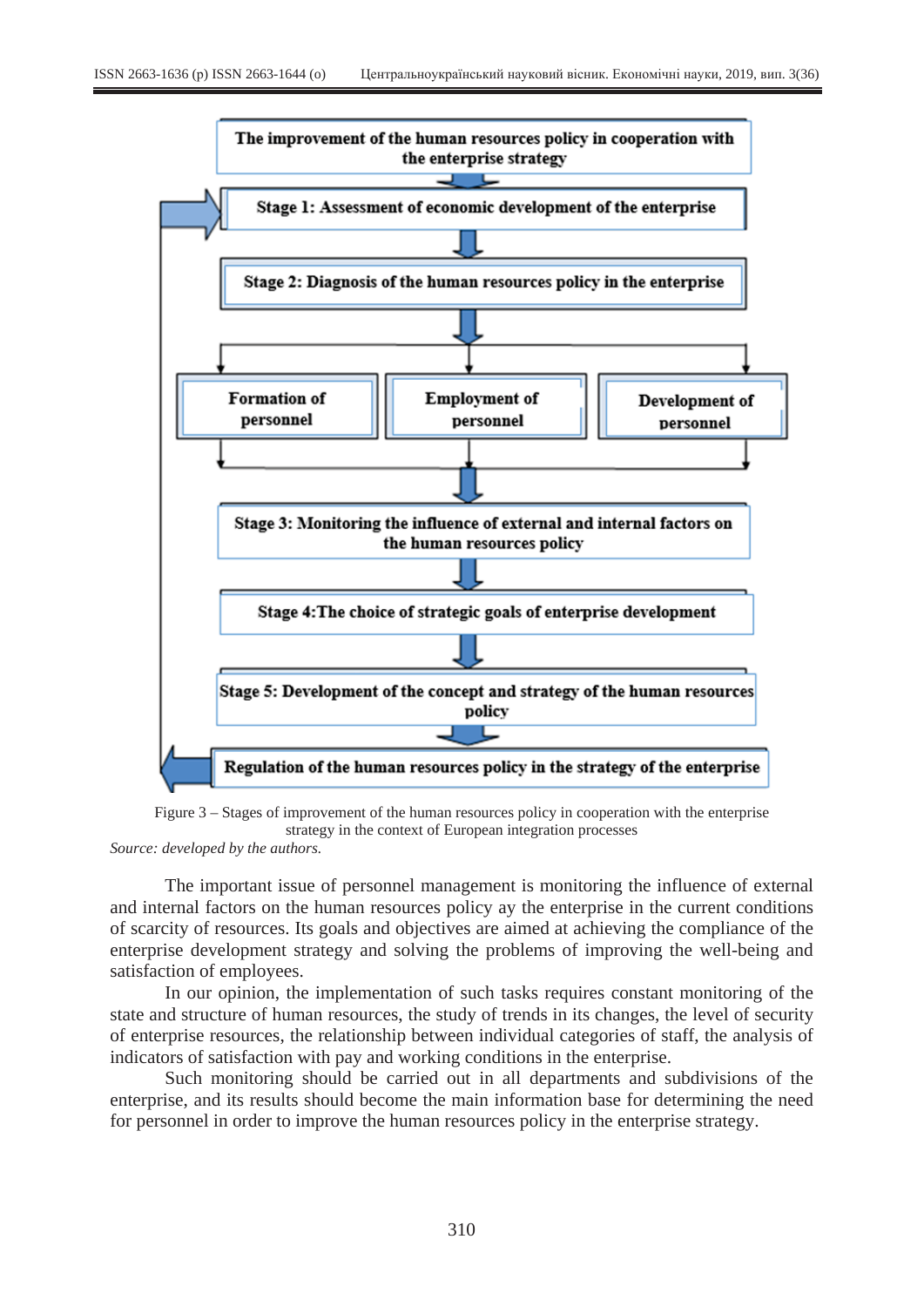The improvement of the human resources policy in cooperation with the enterprise strategy

Stage 1: Assessment of economic development of the enterprise

Stage 2: Diagnosis of the human resources policy in the enterprise

Formation of personnel

Employment of personnel

Development of personnel

Stage 3: Monitoring the influence of external and internal factors on the human resources policy

Stage 4:The choice of strategic goals of enterprise development

Stage 5: Development of the concept and strategy of the human resources policy

Regulation of the human resources policy in the strategy of the enterprise

Figure 3 – Stages of improvement of the human resources policy in cooperation with the enterprise strategy in the context of European integration processes

*Source: developed by the authors.*

The important issue of personnel management is monitoring the influence of external and internal factors on the human resources policy ay the enterprise in the current conditions of scarcity of resources. Its goals and objectives are aimed at achieving the compliance of the enterprise development strategy and solving the problems of improving the well-being and satisfaction of employees.

In our opinion, the implementation of such tasks requires constant monitoring of the state and structure of human resources, the study of trends in its changes, the level of security of enterprise resources, the relationship between individual categories of staff, the analysis of indicators of satisfaction with pay and working conditions in the enterprise.

Such monitoring should be carried out in all departments and subdivisions of the enterprise, and its results should become the main information base for determining the need for personnel in order to improve the human resources policy in the enterprise strategy.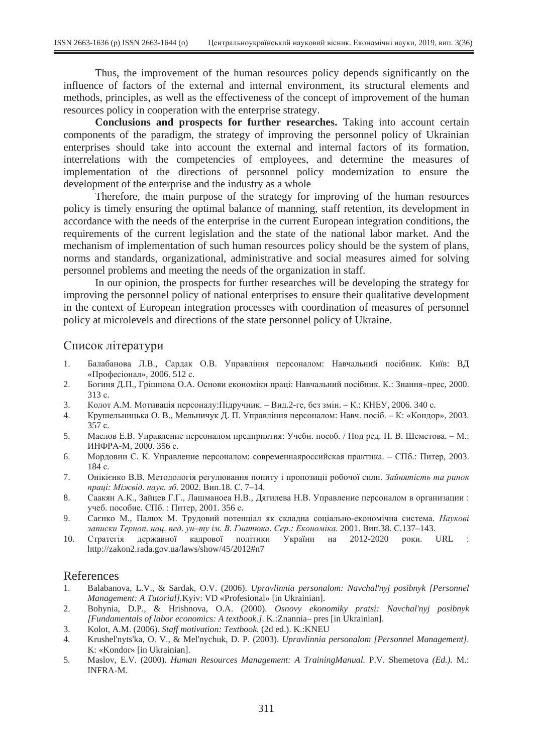Thus, the improvement of the human resources policy depends significantly on the influence of factors of the external and internal environment, its structural elements and methods, principles, as well as the effectiveness of the concept of improvement of the human resources policy in cooperation with the enterprise strategy.

**Conclusions and prospects for further researches.** Taking into account certain components of the paradigm, the strategy of improving the personnel policy of Ukrainian enterprises should take into account the external and internal factors of its formation, interrelations with the competencies of employees, and determine the measures of implementation of the directions of personnel policy modernization to ensure the development of the enterprise and the industry as a whole

Therefore, the main purpose of the strategy for improving of the human resources policy is timely ensuring the optimal balance of manning, staff retention, its development in accordance with the needs of the enterprise in the current European integration conditions, the requirements of the current legislation and the state of the national labor market. And the mechanism of implementation of such human resources policy should be the system of plans, norms and standards, organizational, administrative and social measures aimed for solving personnel problems and meeting the needs of the organization in staff.

In our opinion, the prospects for further researches will be developing the strategy for improving the personnel policy of national enterprises to ensure their qualitative development in the context of European integration processes with coordination of measures of personnel policy at microlevels and directions of the state personnel policy of Ukraine.

## Список літератури

1. Балабанова Л.В., Сардак О.В. Управління персоналом: Навчальний посібник. Київ: ВД «Професіонал», 2006. 512 с.
2. Богиня Д.П., Грішнова О.А. Основи економіки праці: Навчальний посібник. К.: Знання–прес, 2000. 313 с.
3. Колот А.М. Мотивація персоналу:Підручник. – Вид.2-ге, без змін. – К.: КНЕУ, 2006. 340 с.
4. Крушельницька О. В., Мельничук Д. П. Управління персоналом: Навч. посіб. – К: «Кондор», 2003. 357 с.
5. Маслов Е.В. Управление персоналом предприятия: Учебн. пособ. / Под ред. П. В. Шеметова. – М.: ИНФРА-М, 2000. 356 с.
6. Мордовии С. К. Управление персоналом: современнаяроссийская практика. – СПб.: Питер, 2003. 184 с.
7. Онікієнко В.В. Методологія регулювання попиту і пропозиції робочої сили. *Зайнятість та ринок праці: Міжвід. наук. зб.* 2002. Вип.18. С. 7–14.
8. Саакян А.К., Зайцев Г.Г., Лашманоеа Н.В., Дягилева Н.В. Управление персоналом в организации : учеб. пособие. СПб. : Питер, 2001. 356 с.
9. Саєнко М., Палюх М. Трудовий потенціал як складна соціально-економічна система. *Наукові записки Терноп. нац. пед. ун–ту ім. В. Гнатюка. Сер.: Економіка.* 2001. Вип.38. С.137–143.
10. Стратегія державної кадрової політики України на 2012-2020 роки. URL : http://zakon2.rada.gov.ua/laws/show/45/2012#n7

## References

1. Balabanova, L.V., & Sardak, O.V. (2006). *Upravlinnia personalom: Navchal'nyj posibnyk [Personnel Management: A Tutorial]*.Kyiv: VD «Profesional» [in Ukrainian].
2. Bohynia, D.P., & Hrishnova, O.A. (2000). *Osnovy ekonomiky pratsi: Navchal'nyj posibnyk [Fundamentals of labor economics: A textbook.].* K.:Znannia– pres [in Ukrainian].
3. Kolot, A.M. (2006). *Staff motivation: Textbook.* (2d ed.). K.:KNEU
4. Krushel'nyts'ka, O. V., & Mel'nychuk, D. P. (2003). *Upravlinnia personalom [Personnel Management]*. K: «Kondor» [in Ukrainian].
5. Maslov, E.V. (2000). *Human Resources Management: A TrainingManual.* P.V. Shemetova *(Ed.).* M.: INFRA-M.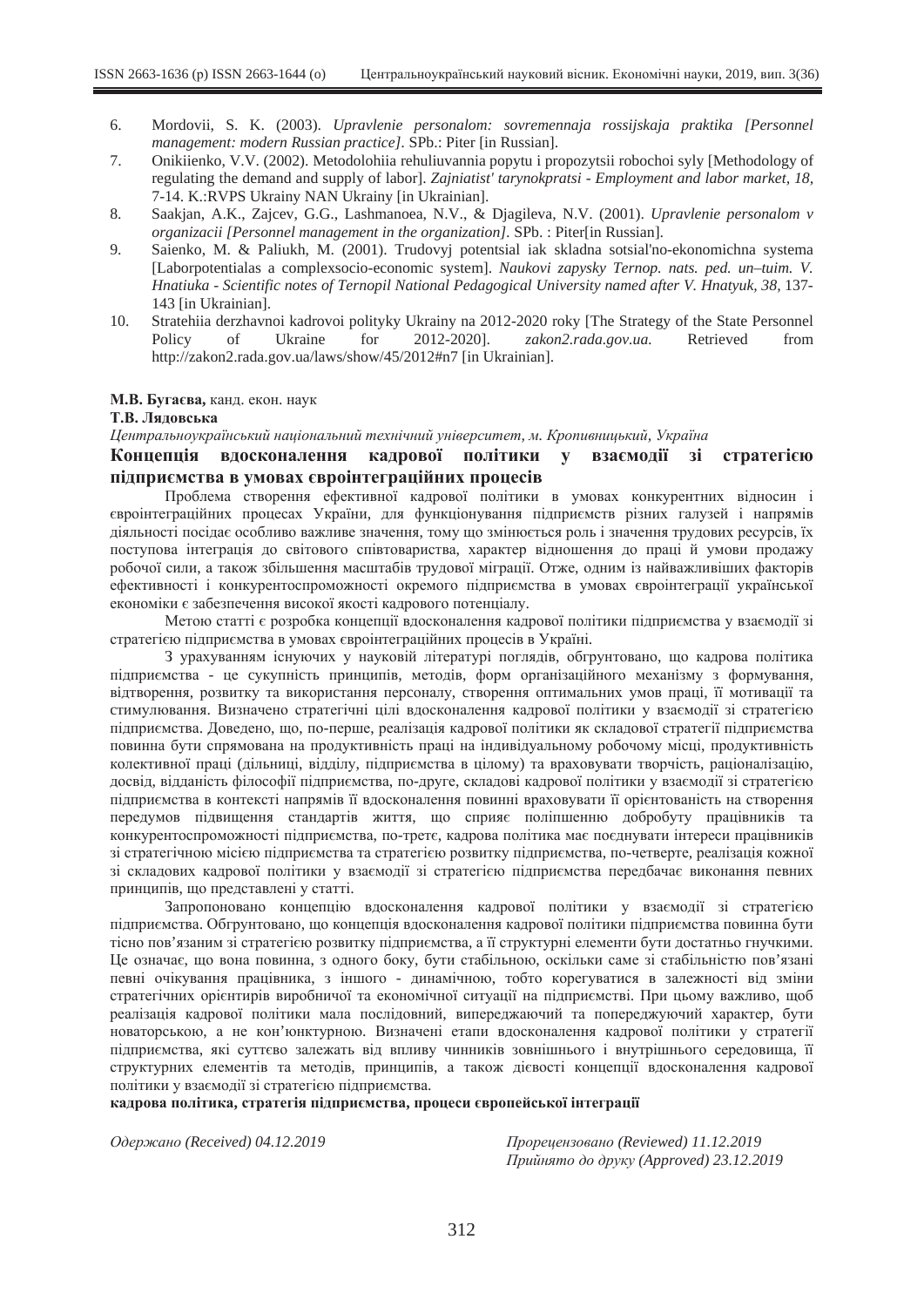6. Mordovii, S. K. (2003). *Upravlenie personalom: sovremennaja rossijskaja praktika [Personnel management: modern Russian practice]*. SPb.: Piter [in Russian].
7. Onikiienko, V.V. (2002). Metodolohiia rehuliuvannia popytu i propozytsii robochoi syly [Methodology of regulating the demand and supply of labor]. *Zajniatist' tarynokpratsi - Employment and labor market, 18*, 7-14. K.:RVPS Ukrainy NAN Ukrainy [in Ukrainian].
8. Saakjan, A.K., Zajcev, G.G., Lashmanoea, N.V., & Djagileva, N.V. (2001). *Upravlenie personalom v organizacii [Personnel management in the organization]*. SPb. : Piter[in Russian].
9. Saienko, M. & Paliukh, M. (2001). Trudovyj potentsial iak skladna sotsial'no-ekonomichna systema [Laborpotentialas a complexsocio-economic system]. *Naukovi zapysky Ternop. nats. ped. un–tuim. V. Hnatiuka - Scientific notes of Ternopil National Pedagogical University named after V. Hnatyuk, 38*, 137-143 [in Ukrainian].
10. Stratehiia derzhavnoi kadrovoi polityky Ukrainy na 2012-2020 roky [The Strategy of the State Personnel Policy of Ukraine for 2012-2020]. *zakon2.rada.gov.ua.* Retrieved from http://zakon2.rada.gov.ua/laws/show/45/2012#n7 [in Ukrainian].

**М.В. Бугаєва,** канд. екон. наук

**Т.В. Лядовська**

*Центральноукраїнський національний технічний університет, м. Кропивницький, Україна*

## Концепція вдосконалення кадрової політики у взаємодії зі стратегією підприємства в умовах євроінтеграційних процесів

Проблема створення ефективної кадрової політики в умовах конкурентних відносин і євроінтеграційних процесах України, для функціонування підприємств різних галузей і напрямів діяльності посідає особливо важливе значення, тому що змінюється роль і значення трудових ресурсів, їх поступова інтеграція до світового співтовариства, характер відношення до праці й умови продажу робочої сили, а також збільшення масштабів трудової міграції. Отже, одним із найважливіших факторів ефективності і конкурентоспроможності окремого підприємства в умовах євроінтеграції української економіки є забезпечення високої якості кадрового потенціалу.

Метою статті є розробка концепції вдосконалення кадрової політики підприємства у взаємодії зі стратегією підприємства в умовах євроінтеграційних процесів в Україні.

З урахуванням існуючих у науковій літературі поглядів, обґрунтовано, що кадрова політика підприємства - це сукупність принципів, методів, форм організаційного механізму з формування, відтворення, розвитку та використання персоналу, створення оптимальних умов праці, її мотивації та стимулювання. Визначено стратегічні цілі вдосконалення кадрової політики у взаємодії зі стратегією підприємства. Доведено, що, по-перше, реалізація кадрової політики як складової стратегії підприємства повинна бути спрямована на продуктивність праці на індивідуальному робочому місці, продуктивність колективної праці (дільниці, відділу, підприємства в цілому) та враховувати творчість, раціоналізацію, досвід, відданість філософії підприємства, по-друге, складові кадрової політики у взаємодії зі стратегією підприємства в контексті напрямів її вдосконалення повинні враховувати її орієнтованість на створення передумов підвищення стандартів життя, що сприяє поліпшенню добробуту працівників та конкурентоспроможності підприємства, по-третє, кадрова політика має поєднувати інтереси працівників зі стратегічною місією підприємства та стратегією розвитку підприємства, по-четверте, реалізація кожної зі складових кадрової політики у взаємодії зі стратегією підприємства передбачає виконання певних принципів, що представлені у статті.

Запропоновано концепцію вдосконалення кадрової політики у взаємодії зі стратегією підприємства. Обґрунтовано, що концепція вдосконалення кадрової політики підприємства повинна бути тісно пов'язаним зі стратегією розвитку підприємства, а її структурні елементи бути достатньо гнучкими. Це означає, що вона повинна, з одного боку, бути стабільною, оскільки саме зі стабільністю пов'язані певні очікування працівника, з іншого - динамічною, тобто корегуватися в залежності від зміни стратегічних орієнтирів виробничої та економічної ситуації на підприємстві. При цьому важливо, щоб реалізація кадрової політики мала послідовний, випереджаючий та попереджуючий характер, бути новаторською, а не кон'юнктурною. Визначені етапи вдосконалення кадрової політики у стратегії підприємства, які суттєво залежать від впливу чинників зовнішнього і внутрішнього середовища, її структурних елементів та методів, принципів, а також дієвості концепції вдосконалення кадрової політики у взаємодії зі стратегією підприємства.

**кадрова політика, стратегія підприємства, процеси європейської інтеграції**

*Одержано (Received) 04.12.2019*

*Прорецензовано (Reviewed) 11.12.2019*

*Прийнято до друку (Approved) 23.12.2019*